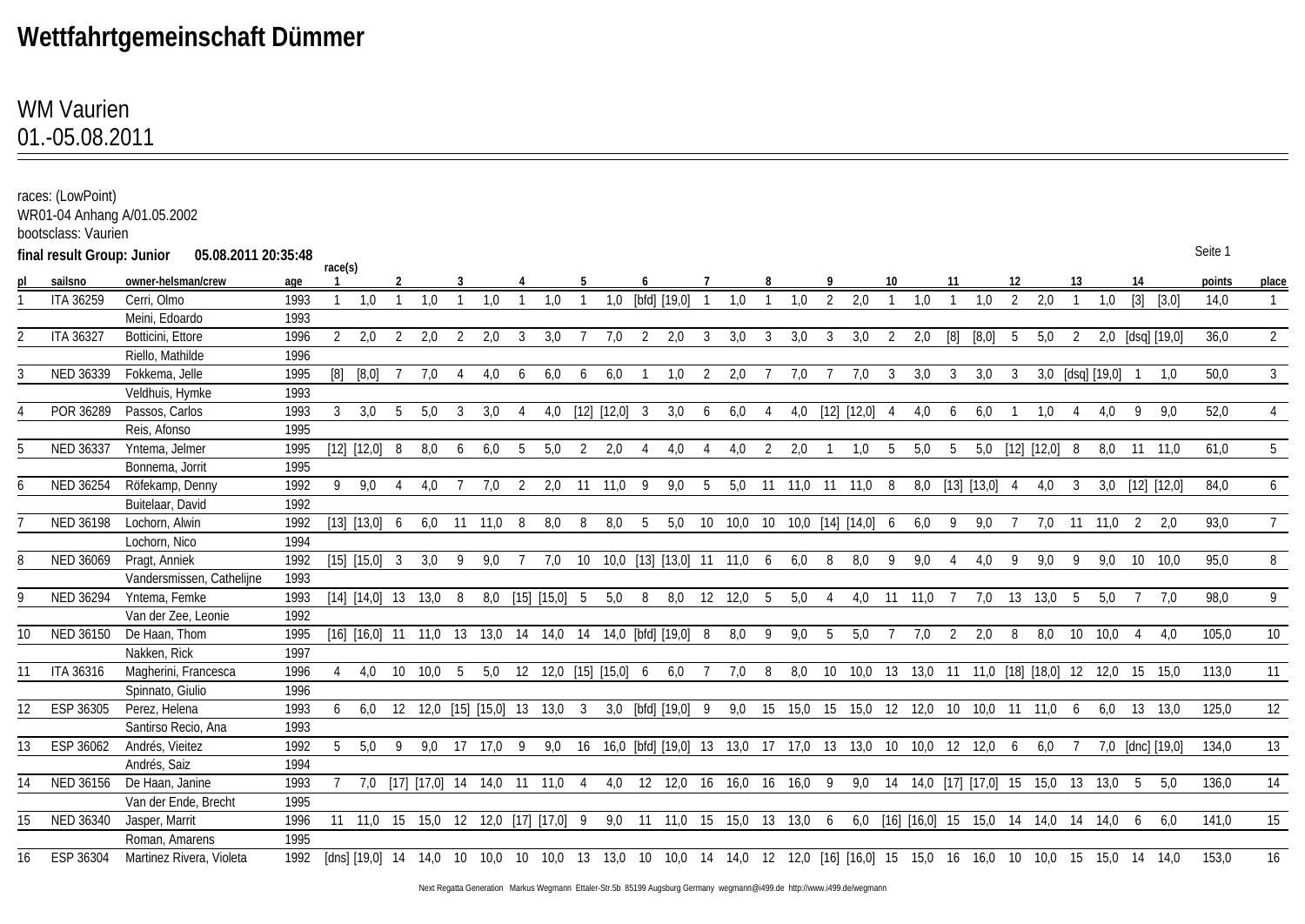# Wettfahrtgemeinschaft Dümmer

WM Vaurien
01.-05.08.2011

races: (LowPoint)
WR01-04 Anhang A/01.05.2002
bootsclass: Vaurien

**final result Group: Junior** **05.08.2011 20:35:48**

| pl | sailsno | owner-helmsman/crew | age | race(s) 1 | | 2 | | 3 | | 4 | | 5 | | 6 | | 7 | | 8 | | 9 | | 10 | | 11 | | 12 | | 13 | | 14 | | points | place |
|---|---|---|---|---|---|---|---|---|---|---|---|---|---|---|---|---|---|---|---|---|---|---|---|---|---|---|---|---|---|---|---|---|---|
| 1 | ITA 36259 | Cerri, Olmo | 1993 | 1 | 1,0 | 1 | 1,0 | 1 | 1,0 | 1 | 1,0 | 1 | 1,0 | [bfd] | [19,0] | 1 | 1,0 | 1 | 1,0 | 2 | 2,0 | 1 | 1,0 | 1 | 1,0 | 2 | 2,0 | 1 | 1,0 | [3] | [3,0] | 14,0 | 1 |
| | | Meini, Edoardo | 1993 | | | | | | | | | | | | | | | | | | | | | | | | | | | | | | |
| 2 | ITA 36327 | Botticini, Ettore | 1996 | 2 | 2,0 | 2 | 2,0 | 2 | 2,0 | 3 | 3,0 | 7 | 7,0 | 2 | 2,0 | 3 | 3,0 | 3 | 3,0 | 3 | 3,0 | 2 | 2,0 | [8] | [8,0] | 5 | 5,0 | 2 | 2,0 | [dsq] | [19,0] | 36,0 | 2 |
| | | Riello, Mathilde | 1996 | | | | | | | | | | | | | | | | | | | | | | | | | | | | | | |
| 3 | NED 36339 | Fokkema, Jelle | 1995 | [8] | [8,0] | 7 | 7,0 | 4 | 4,0 | 6 | 6,0 | 6 | 6,0 | 1 | 1,0 | 2 | 2,0 | 7 | 7,0 | 7 | 7,0 | 3 | 3,0 | 3 | 3,0 | 3 | 3,0 | [dsq] | [19,0] | 1 | 1,0 | 50,0 | 3 |
| | | Veldhuis, Hymke | 1993 | | | | | | | | | | | | | | | | | | | | | | | | | | | | | | |
| 4 | POR 36289 | Passos, Carlos | 1993 | 3 | 3,0 | 5 | 5,0 | 3 | 3,0 | 4 | 4,0 | [12] | [12,0] | 3 | 3,0 | 6 | 6,0 | 4 | 4,0 | [12] | [12,0] | 4 | 4,0 | 6 | 6,0 | 1 | 1,0 | 4 | 4,0 | 9 | 9,0 | 52,0 | 4 |
| | | Reis, Afonso | 1995 | | | | | | | | | | | | | | | | | | | | | | | | | | | | | | |
| 5 | NED 36337 | Yntema, Jelmer | 1995 | [12] | [12,0] | 8 | 8,0 | 6 | 6,0 | 5 | 5,0 | 2 | 2,0 | 4 | 4,0 | 4 | 4,0 | 2 | 2,0 | 1 | 1,0 | 5 | 5,0 | 5 | 5,0 | [12] | [12,0] | 8 | 8,0 | 11 | 11,0 | 61,0 | 5 |
| | | Bonnema, Jorrit | 1995 | | | | | | | | | | | | | | | | | | | | | | | | | | | | | | |
| 6 | NED 36254 | Röfekamp, Denny | 1992 | 9 | 9,0 | 4 | 4,0 | 7 | 7,0 | 2 | 2,0 | 11 | 11,0 | 9 | 9,0 | 5 | 5,0 | 11 | 11,0 | 11 | 11,0 | 8 | 8,0 | [13] | [13,0] | 4 | 4,0 | 3 | 3,0 | [12] | [12,0] | 84,0 | 6 |
| | | Buitelaar, David | 1992 | | | | | | | | | | | | | | | | | | | | | | | | | | | | | | |
| 7 | NED 36198 | Lochorn, Alwin | 1992 | [13] | [13,0] | 6 | 6,0 | 11 | 11,0 | 8 | 8,0 | 8 | 8,0 | 5 | 5,0 | 10 | 10,0 | 10 | 10,0 | [14] | [14,0] | 6 | 6,0 | 9 | 9,0 | 7 | 7,0 | 11 | 11,0 | 2 | 2,0 | 93,0 | 7 |
| | | Lochorn, Nico | 1994 | | | | | | | | | | | | | | | | | | | | | | | | | | | | | | |
| 8 | NED 36069 | Pragt, Anniek | 1992 | [15] | [15,0] | 3 | 3,0 | 9 | 9,0 | 7 | 7,0 | 10 | 10,0 | [13] | [13,0] | 11 | 11,0 | 6 | 6,0 | 8 | 8,0 | 9 | 9,0 | 4 | 4,0 | 9 | 9,0 | 9 | 9,0 | 10 | 10,0 | 95,0 | 8 |
| | | Vandersmissen, Cathelijne | 1993 | | | | | | | | | | | | | | | | | | | | | | | | | | | | | | |
| 9 | NED 36294 | Yntema, Femke | 1993 | [14] | [14,0] | 13 | 13,0 | 8 | 8,0 | [15] | [15,0] | 5 | 5,0 | 8 | 8,0 | 12 | 12,0 | 5 | 5,0 | 4 | 4,0 | 11 | 11,0 | 7 | 7,0 | 13 | 13,0 | 5 | 5,0 | 7 | 7,0 | 98,0 | 9 |
| | | Van der Zee, Leonie | 1992 | | | | | | | | | | | | | | | | | | | | | | | | | | | | | | |
| 10 | NED 36150 | De Haan, Thom | 1995 | [16] | [16,0] | 11 | 11,0 | 13 | 13,0 | 14 | 14,0 | 14 | 14,0 | [bfd] | [19,0] | 8 | 8,0 | 9 | 9,0 | 5 | 5,0 | 7 | 7,0 | 2 | 2,0 | 8 | 8,0 | 10 | 10,0 | 4 | 4,0 | 105,0 | 10 |
| | | Nakken, Rick | 1997 | | | | | | | | | | | | | | | | | | | | | | | | | | | | | | |
| 11 | ITA 36316 | Magherini, Francesca | 1996 | 4 | 4,0 | 10 | 10,0 | 5 | 5,0 | 12 | 12,0 | [15] | [15,0] | 6 | 6,0 | 7 | 7,0 | 8 | 8,0 | 10 | 10,0 | 13 | 13,0 | 11 | 11,0 | [18] | [18,0] | 12 | 12,0 | 15 | 15,0 | 113,0 | 11 |
| | | Spinnato, Giulio | 1996 | | | | | | | | | | | | | | | | | | | | | | | | | | | | | | |
| 12 | ESP 36305 | Perez, Helena | 1993 | 6 | 6,0 | 12 | 12,0 | [15] | [15,0] | 13 | 13,0 | 3 | 3,0 | [bfd] | [19,0] | 9 | 9,0 | 15 | 15,0 | 15 | 15,0 | 12 | 12,0 | 10 | 10,0 | 11 | 11,0 | 6 | 6,0 | 13 | 13,0 | 125,0 | 12 |
| | | Santirso Recio, Ana | 1993 | | | | | | | | | | | | | | | | | | | | | | | | | | | | | | |
| 13 | ESP 36062 | Andrés, Vieitez | 1992 | 5 | 5,0 | 9 | 9,0 | 17 | 17,0 | 9 | 9,0 | 16 | 16,0 | [bfd] | [19,0] | 13 | 13,0 | 17 | 17,0 | 13 | 13,0 | 10 | 10,0 | 12 | 12,0 | 6 | 6,0 | 7 | 7,0 | [dnc] | [19,0] | 134,0 | 13 |
| | | Andrés, Saiz | 1994 | | | | | | | | | | | | | | | | | | | | | | | | | | | | | | |
| 14 | NED 36156 | De Haan, Janine | 1993 | 7 | 7,0 | [17] | [17,0] | 14 | 14,0 | 11 | 11,0 | 4 | 4,0 | 12 | 12,0 | 16 | 16,0 | 16 | 16,0 | 9 | 9,0 | 14 | 14,0 | [17] | [17,0] | 15 | 15,0 | 13 | 13,0 | 5 | 5,0 | 136,0 | 14 |
| | | Van der Ende, Brecht | 1995 | | | | | | | | | | | | | | | | | | | | | | | | | | | | | | |
| 15 | NED 36340 | Jasper, Marrit | 1996 | 11 | 11,0 | 15 | 15,0 | 12 | 12,0 | [17] | [17,0] | 9 | 9,0 | 11 | 11,0 | 15 | 15,0 | 13 | 13,0 | 6 | 6,0 | [16] | [16,0] | 15 | 15,0 | 14 | 14,0 | 14 | 14,0 | 6 | 6,0 | 141,0 | 15 |
| | | Roman, Amarens | 1995 | | | | | | | | | | | | | | | | | | | | | | | | | | | | | | |
| 16 | ESP 36304 | Martinez Rivera, Violeta | 1992 | [dns] | [19,0] | 14 | 14,0 | 10 | 10,0 | 10 | 10,0 | 13 | 13,0 | 10 | 10,0 | 14 | 14,0 | 12 | 12,0 | [16] | [16,0] | 15 | 15,0 | 16 | 16,0 | 10 | 10,0 | 15 | 15,0 | 14 | 14,0 | 153,0 | 16 |

Next Regatta Generation Markus Wegmann Ettaler-Str.5b 85199 Augsburg Germany wegmann@i499.de http://www.i499.de/wegmann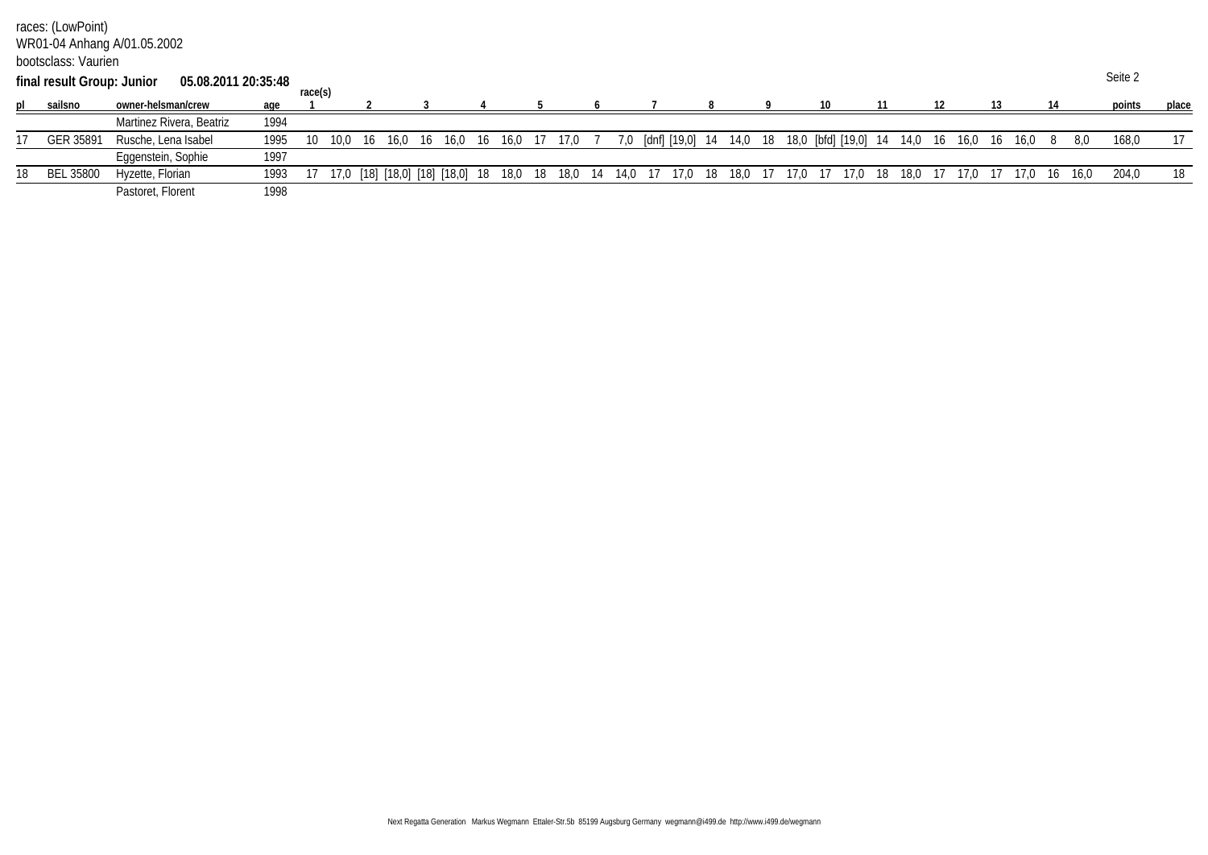races: (LowPoint)
WR01-04 Anhang A/01.05.2002
bootsclass: Vaurien

**final result Group: Junior 05.08.2011 20:35:48**

| pl | sailsno | owner-helsman/crew | age | race(s) 1 | | 2 | | 3 | | 4 | | 5 | | 6 | | 7 | | 8 | | 9 | | 10 | | 11 | | 12 | | 13 | | 14 | | points | place |
|---|---|---|---|---|---|---|---|---|---|---|---|---|---|---|---|---|---|---|---|---|---|---|---|---|---|---|---|---|---|---|---|---|---|
| | | Martinez Rivera, Beatriz | 1994 | | | | | | | | | | | | | | | | | | | | | | | | | | | | | | |
| 17 | GER 35891 | Rusche, Lena Isabel | 1995 | 10 | 10,0 | 16 | 16,0 | 16 | 16,0 | 16 | 16,0 | 17 | 17,0 | 7 | 7,0 | [dnf] | [19,0] | 14 | 14,0 | 18 | 18,0 | [bfd] | [19,0] | 14 | 14,0 | 16 | 16,0 | 16 | 16,0 | 8 | 8,0 | 168,0 | 17 |
| | | Eggenstein, Sophie | 1997 | | | | | | | | | | | | | | | | | | | | | | | | | | | | | | |
| 18 | BEL 35800 | Hyzette, Florian | 1993 | 17 | 17,0 | [18] | [18,0] | [18] | [18,0] | 18 | 18,0 | 18 | 18,0 | 14 | 14,0 | 17 | 17,0 | 18 | 18,0 | 17 | 17,0 | 17 | 17,0 | 18 | 18,0 | 17 | 17,0 | 17 | 17,0 | 16 | 16,0 | 204,0 | 18 |
| | | Pastoret, Florent | 1998 | | | | | | | | | | | | | | | | | | | | | | | | | | | | | | |

Next Regatta Generation Markus Wegmann Ettaler-Str.5b 85199 Augsburg Germany wegmann@i499.de http://www.i499.de/wegmann